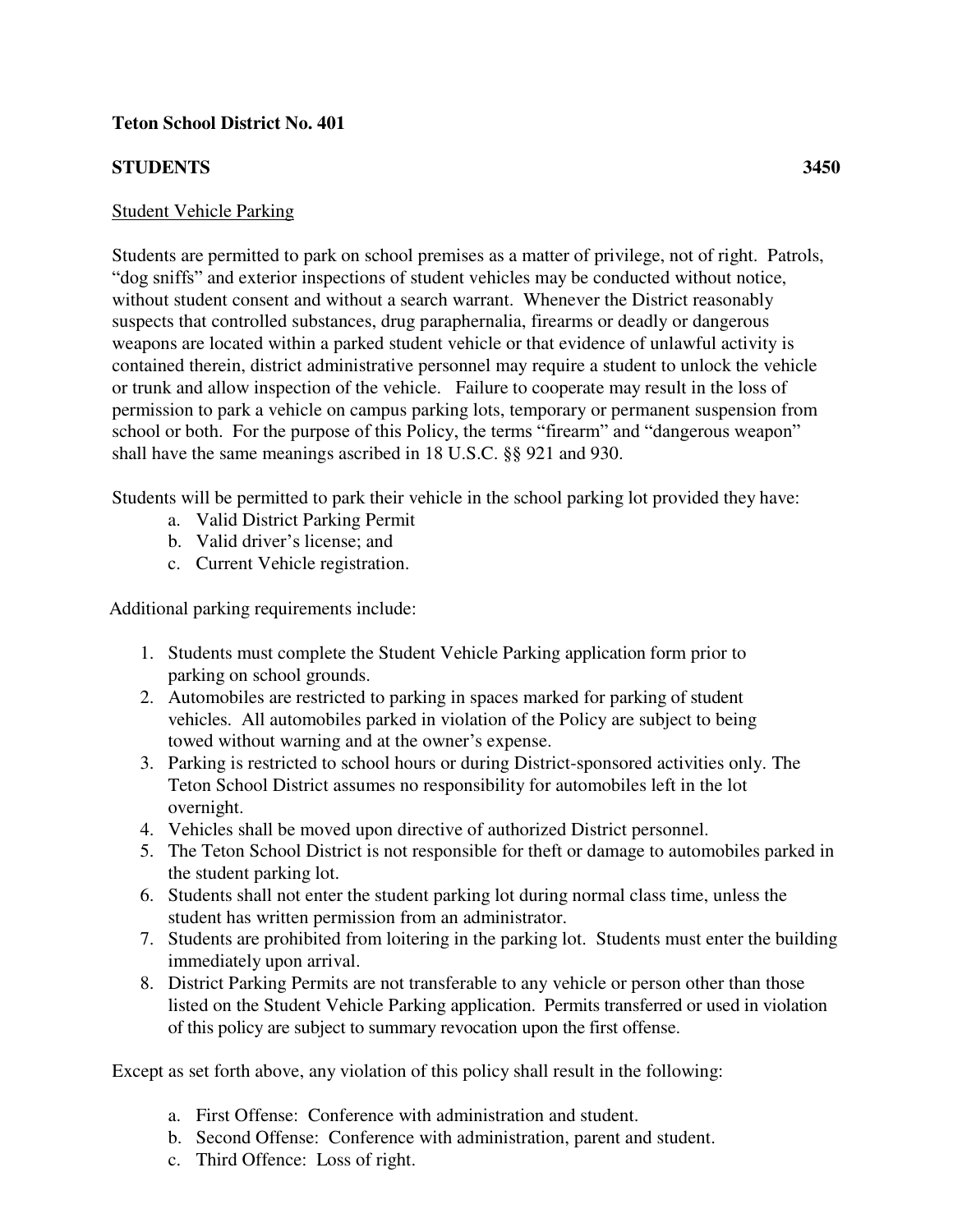**Teton School District No. 401**

**STUDENTS** **3450**

<u>Student Vehicle Parking</u>

Students are permitted to park on school premises as a matter of privilege, not of right. Patrols, "dog sniffs" and exterior inspections of student vehicles may be conducted without notice, without student consent and without a search warrant. Whenever the District reasonably suspects that controlled substances, drug paraphernalia, firearms or deadly or dangerous weapons are located within a parked student vehicle or that evidence of unlawful activity is contained therein, district administrative personnel may require a student to unlock the vehicle or trunk and allow inspection of the vehicle. Failure to cooperate may result in the loss of permission to park a vehicle on campus parking lots, temporary or permanent suspension from school or both. For the purpose of this Policy, the terms "firearm" and "dangerous weapon" shall have the same meanings ascribed in 18 U.S.C. §§ 921 and 930.

Students will be permitted to park their vehicle in the school parking lot provided they have:

a. Valid District Parking Permit
b. Valid driver's license; and
c. Current Vehicle registration.

Additional parking requirements include:

1. Students must complete the Student Vehicle Parking application form prior to parking on school grounds.
2. Automobiles are restricted to parking in spaces marked for parking of student vehicles. All automobiles parked in violation of the Policy are subject to being towed without warning and at the owner's expense.
3. Parking is restricted to school hours or during District-sponsored activities only. The Teton School District assumes no responsibility for automobiles left in the lot overnight.
4. Vehicles shall be moved upon directive of authorized District personnel.
5. The Teton School District is not responsible for theft or damage to automobiles parked in the student parking lot.
6. Students shall not enter the student parking lot during normal class time, unless the student has written permission from an administrator.
7. Students are prohibited from loitering in the parking lot. Students must enter the building immediately upon arrival.
8. District Parking Permits are not transferable to any vehicle or person other than those listed on the Student Vehicle Parking application. Permits transferred or used in violation of this policy are subject to summary revocation upon the first offense.

Except as set forth above, any violation of this policy shall result in the following:

a. First Offense: Conference with administration and student.
b. Second Offense: Conference with administration, parent and student.
c. Third Offence: Loss of right.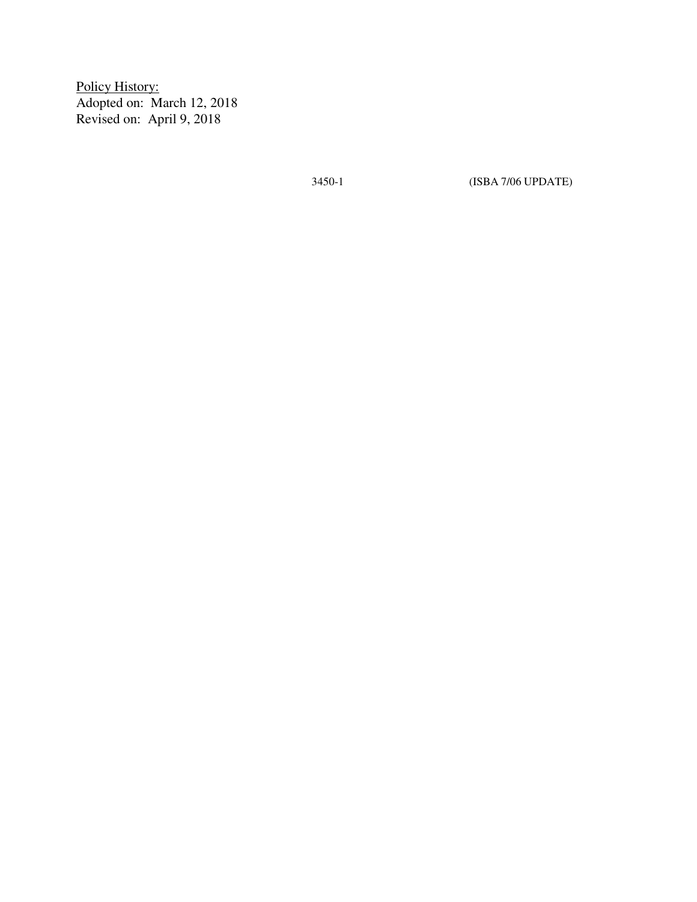Policy History:
Adopted on: March 12, 2018
Revised on: April 9, 2018